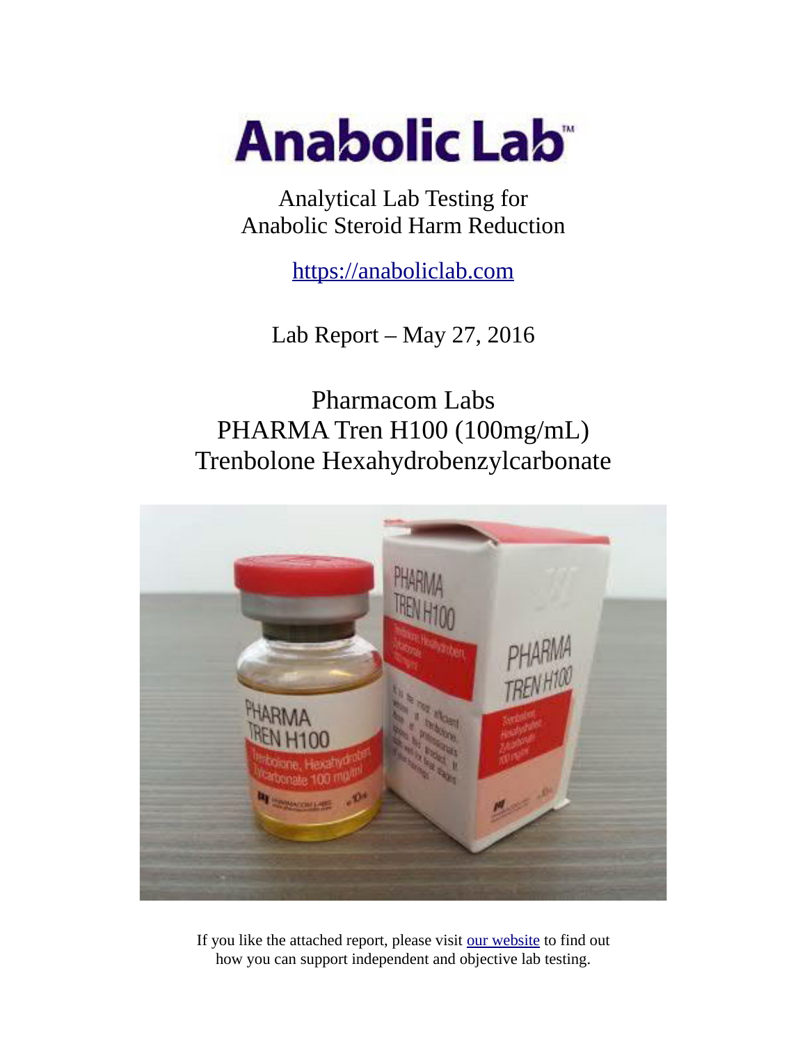# Anabolic Lab™

Analytical Lab Testing for
Anabolic Steroid Harm Reduction

https://anaboliclab.com

Lab Report – May 27, 2016

## Pharmacom Labs
## PHARMA Tren H100 (100mg/mL)
## Trenbolone Hexahydrobenzylcarbonate

If you like the attached report, please visit our website to find out how you can support independent and objective lab testing.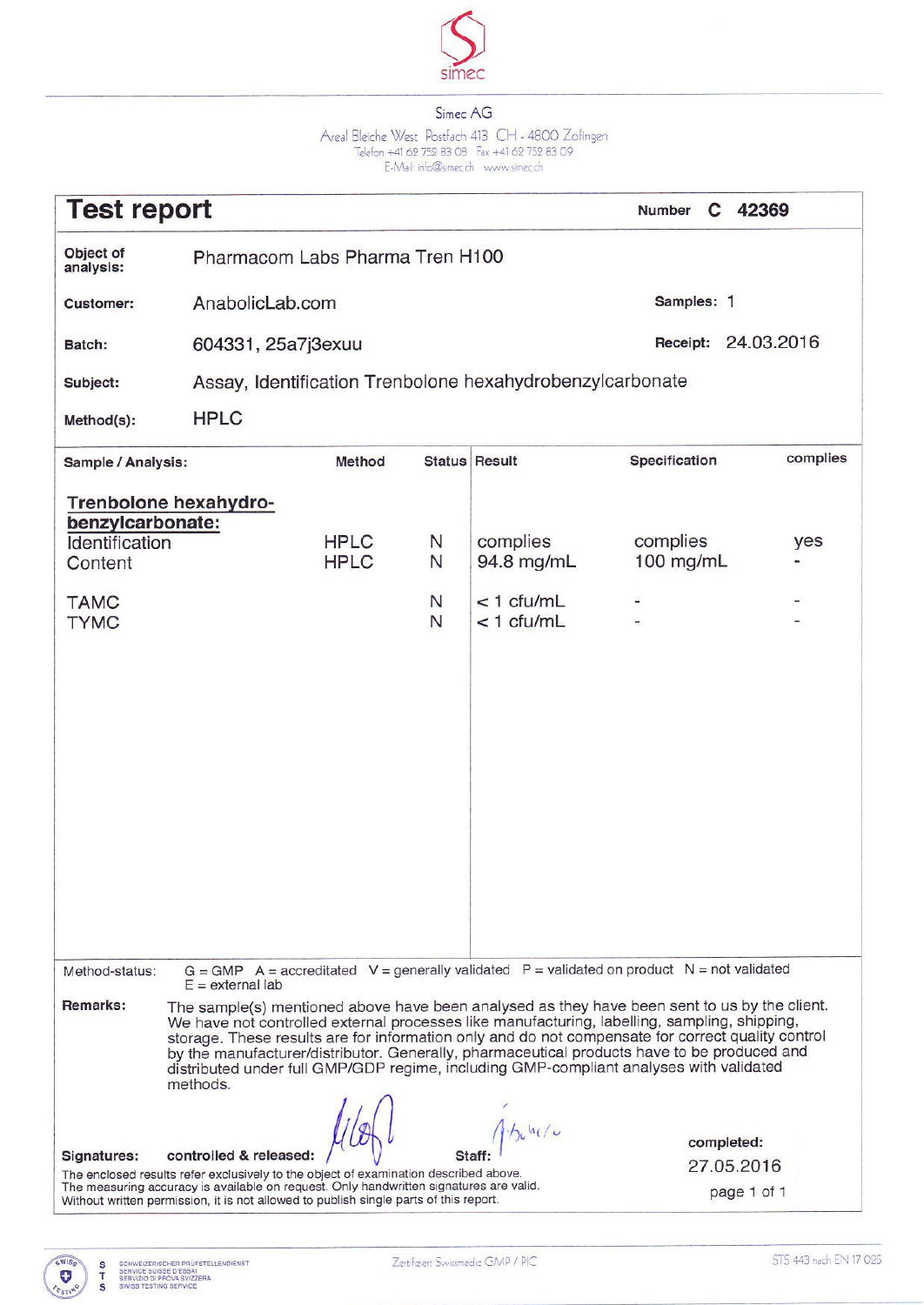simec

Simec AG

Areal Bleiche West Postfach 413 CH - 4800 Zofingen
Telefon +41 62 752 83 08 Fax +41 62 752 83 09
E-Mail: info@simec.ch www.simec.ch

# Test report

**Number** C 42369

| | | | |
|---|---|---|---|
| **Object of analysis:** | Pharmacom Labs Pharma Tren H100 | | |
| **Customer:** | AnabolicLab.com | **Samples:** | 1 |
| **Batch:** | 604331, 25a7j3exuu | **Receipt:** | 24.03.2016 |
| **Subject:** | Assay, Identification Trenbolone hexahydrobenzylcarbonate | | |
| **Method(s):** | HPLC | | |

| Sample / Analysis: | Method | Status | Result | Specification | complies |
|---|---|---|---|---|---|
| **Trenbolone hexahydro-benzylcarbonate:** | | | | | |
| Identification | HPLC | N | complies | complies | yes |
| Content | HPLC | N | 94.8 mg/mL | 100 mg/mL | - |
| TAMC | | N | < 1 cfu/mL | - | - |
| TYMC | | N | < 1 cfu/mL | - | - |

Method-status: G = GMP A = accredited V = generally validated P = validated on product N = not validated
E = external lab

**Remarks:** The sample(s) mentioned above have been analysed as they have been sent to us by the client. We have not controlled external processes like manufacturing, labelling, sampling, shipping, storage. These results are for information only and do not compensate for correct quality control by the manufacturer/distributor. Generally, pharmaceutical products have to be produced and distributed under full GMP/GDP regime, including GMP-compliant analyses with validated methods.

**Signatures:** **controlled & released:** [signature] **Staff:** [signature]

**completed:** 27.05.2016

The enclosed results refer exclusively to the object of examination described above.
The measuring accuracy is available on request. Only handwritten signatures are valid.
Without written permission, it is not allowed to publish single parts of this report.

SCHWEIZERISCHER PRÜFSTELLENDIENST
SERVICE SUISSE D'ESSAI
SERVIZIO DI PROVA SVIZZERA
SWISS TESTING SERVICE

Zertifiziert Swissmedic GMP / PIC

STS 443 nach EN 17 025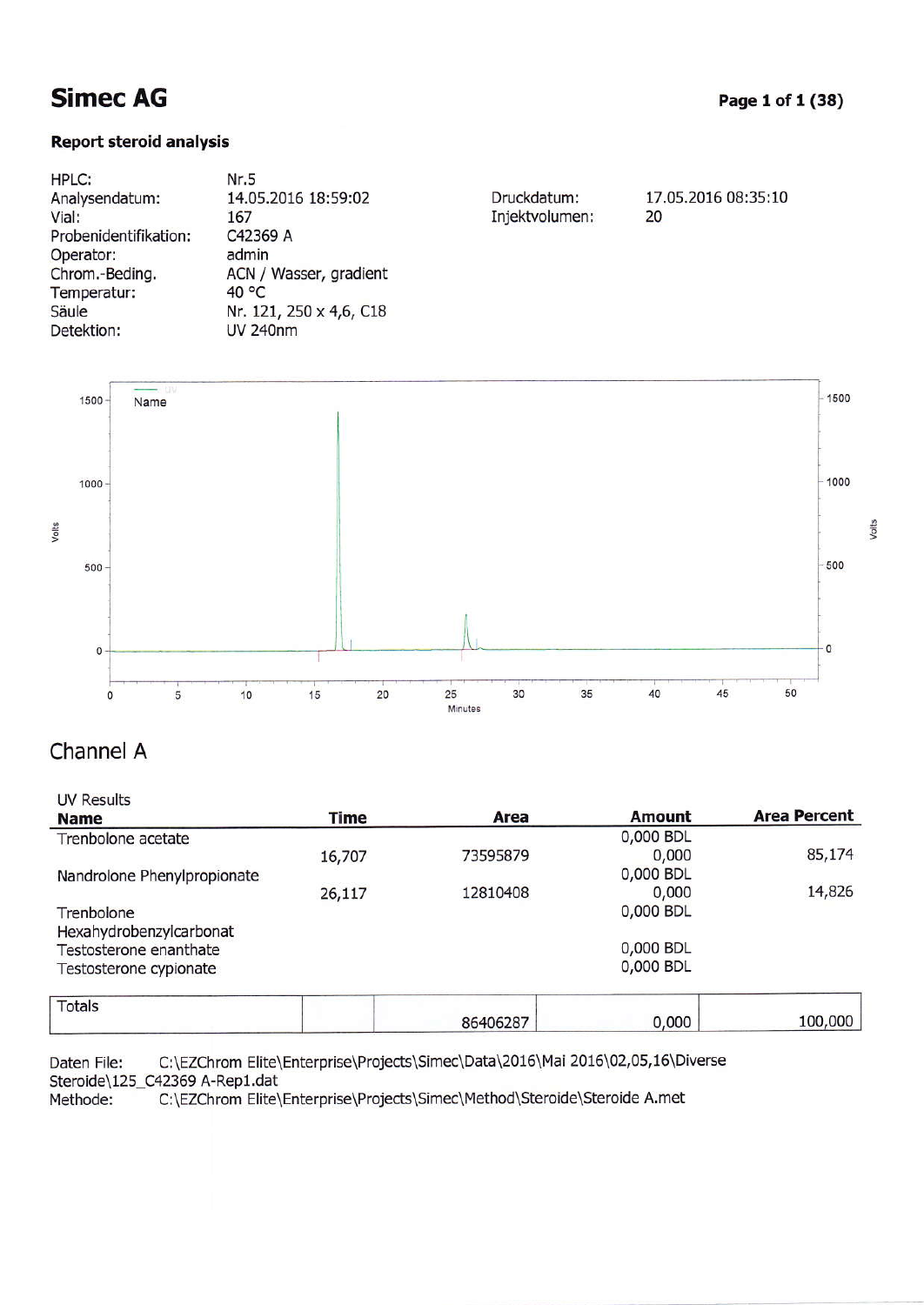# Simec AG

**Report steroid analysis**

| | | | |
|---|---|---|---|
| HPLC: | Nr.5 | | |
| Analysendatum: | 14.05.2016 18:59:02 | Druckdatum: | 17.05.2016 08:35:10 |
| Vial: | 167 | Injektvolumen: | 20 |
| Probenidentifikation: | C42369 A | | |
| Operator: | admin | | |
| Chrom.-Beding. | ACN / Wasser, gradient | | |
| Temperatur: | 40 °C | | |
| Säule | Nr. 121, 250 x 4,6, C18 | | |
| Detektion: | UV 240nm | | |

## Channel A

UV Results

| Name | Time | Area | Amount | Area Percent |
|---|---|---|---|---|
| Trenbolone acetate | | | 0,000 BDL | |
| | 16,707 | 73595879 | 0,000 | 85,174 |
| Nandrolone Phenylpropionate | | | 0,000 BDL | |
| | 26,117 | 12810408 | 0,000 | 14,826 |
| Trenbolone Hexahydrobenzylcarbonat | | | 0,000 BDL | |
| Testosterone enanthate | | | 0,000 BDL | |
| Testosterone cypionate | | | 0,000 BDL | |
| Totals | | 86406287 | 0,000 | 100,000 |

Daten File: C:\EZChrom Elite\Enterprise\Projects\Simec\Data\2016\Mai 2016\02,05,16\Diverse Steroide\125_C42369 A-Rep1.dat
Methode: C:\EZChrom Elite\Enterprise\Projects\Simec\Method\Steroide\Steroide A.met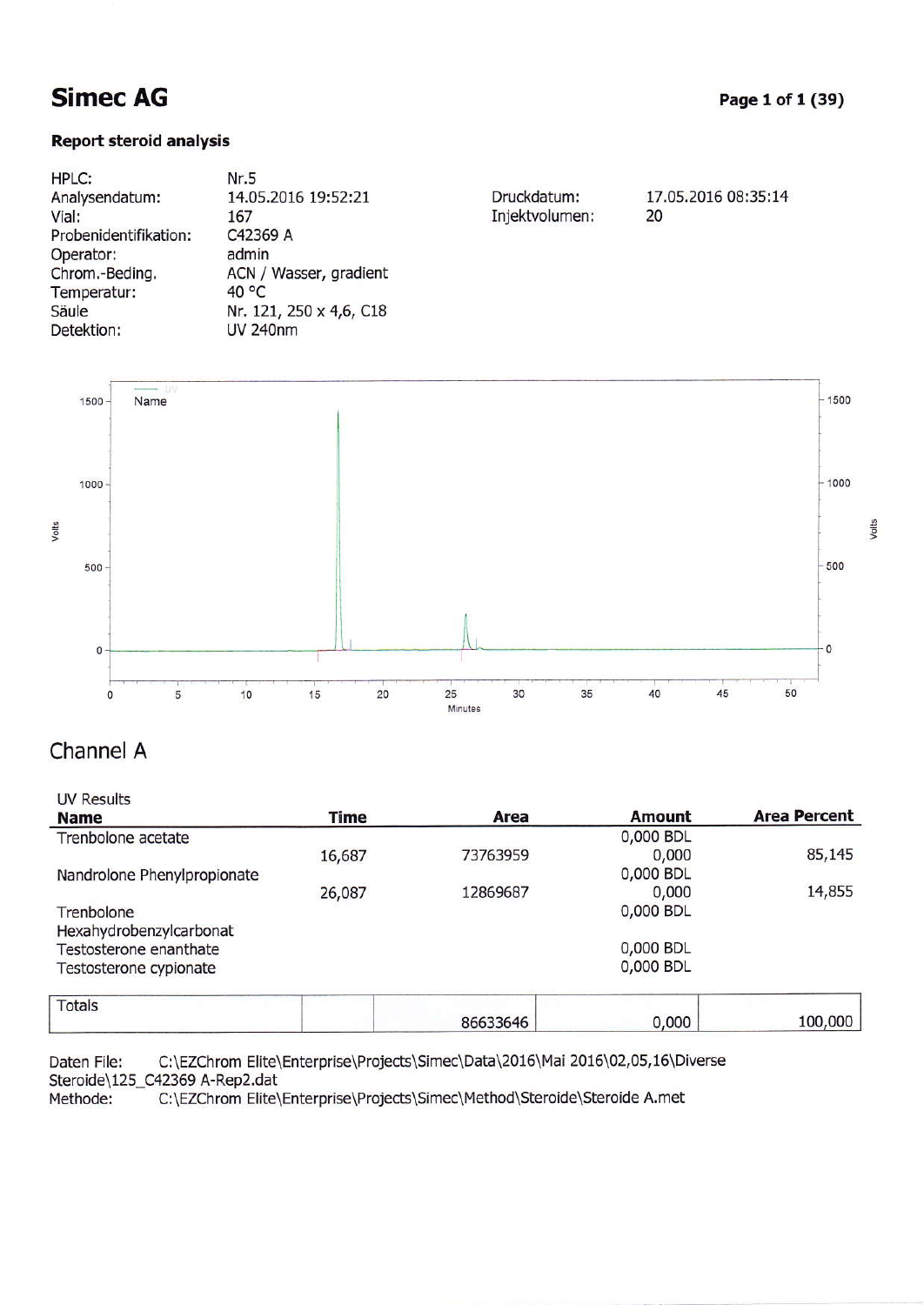# Simec AG

### Report steroid analysis

| | | | |
|---|---|---|---|
| HPLC: | Nr.5 | | |
| Analysendatum: | 14.05.2016 19:52:21 | Druckdatum: | 17.05.2016 08:35:14 |
| Vial: | 167 | Injektvolumen: | 20 |
| Probenidentifikation: | C42369 A | | |
| Operator: | admin | | |
| Chrom.-Beding. | ACN / Wasser, gradient | | |
| Temperatur: | 40 °C | | |
| Säule | Nr. 121, 250 x 4,6, C18 | | |
| Detektion: | UV 240nm | | |

## Channel A

UV Results

| Name | Time | Area | Amount | Area Percent |
|---|---|---|---|---|
| Trenbolone acetate | | | 0,000 BDL | |
| | 16,687 | 73763959 | 0,000 | 85,145 |
| Nandrolone Phenylpropionate | | | 0,000 BDL | |
| | 26,087 | 12869687 | 0,000 | 14,855 |
| Trenbolone Hexahydrobenzylcarbonat | | | 0,000 BDL | |
| Testosterone enanthate | | | 0,000 BDL | |
| Testosterone cypionate | | | 0,000 BDL | |
| Totals | | 86633646 | 0,000 | 100,000 |

Daten File: C:\EZChrom Elite\Enterprise\Projects\Simec\Data\2016\Mai 2016\02,05,16\Diverse Steroide\125_C42369 A-Rep2.dat
Methode: C:\EZChrom Elite\Enterprise\Projects\Simec\Method\Steroide\Steroide A.met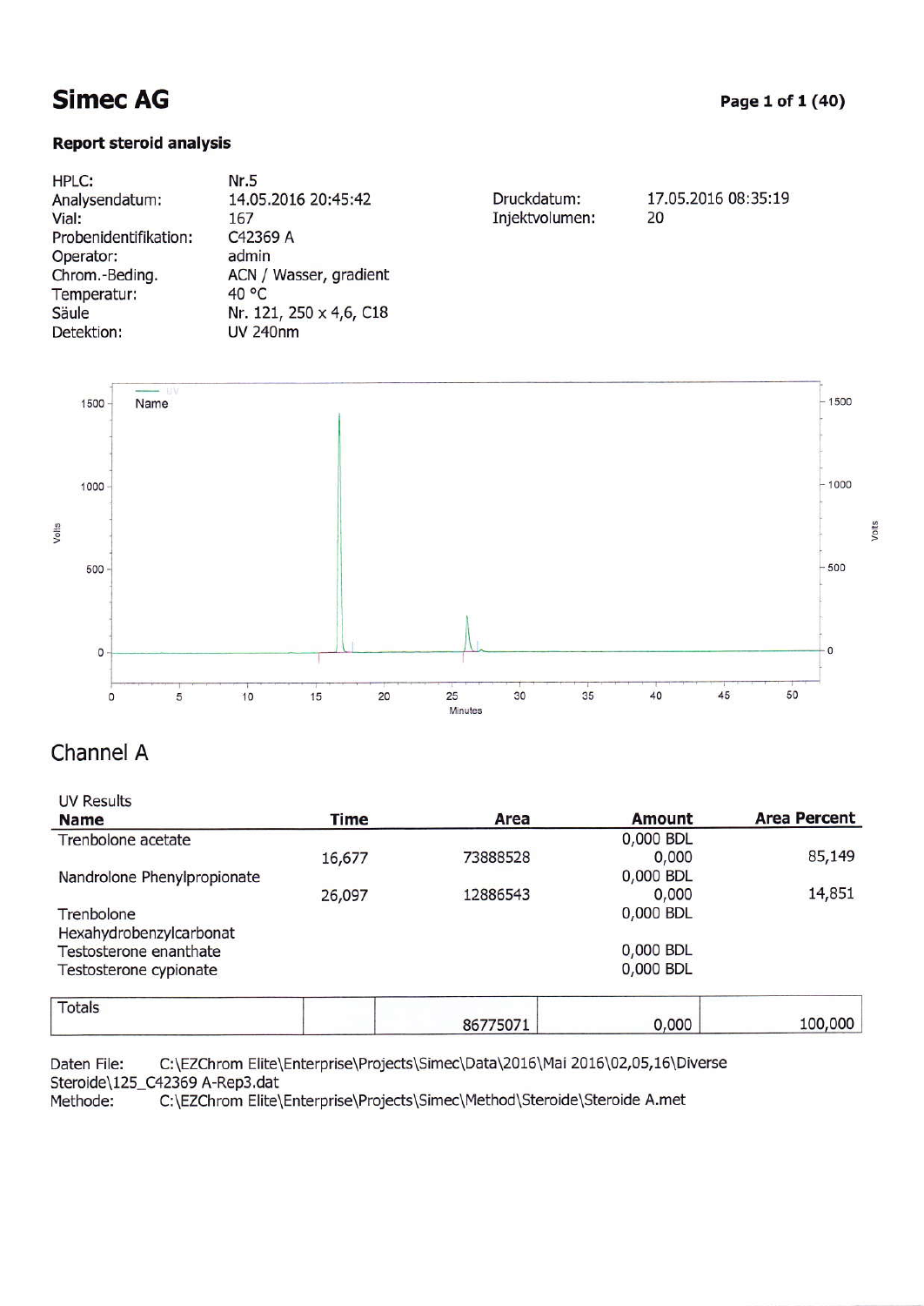# Simec AG

**Report steroid analysis**

| | | | |
|---|---|---|---|
| HPLC: | Nr.5 | | |
| Analysendatum: | 14.05.2016 20:45:42 | Druckdatum: | 17.05.2016 08:35:19 |
| Vial: | 167 | Injektvolumen: | 20 |
| Probenidentifikation: | C42369 A | | |
| Operator: | admin | | |
| Chrom.-Beding. | ACN / Wasser, gradient | | |
| Temperatur: | 40 °C | | |
| Säule | Nr. 121, 250 x 4,6, C18 | | |
| Detektion: | UV 240nm | | |

## Channel A

UV Results

| Name | Time | Area | Amount | Area Percent |
|---|---|---|---|---|
| Trenbolone acetate | | | 0,000 BDL | |
| | 16,677 | 73888528 | 0,000 | 85,149 |
| Nandrolone Phenylpropionate | | | 0,000 BDL | |
| | 26,097 | 12886543 | 0,000 | 14,851 |
| Trenbolone Hexahydrobenzylcarbonat | | | 0,000 BDL | |
| Testosterone enanthate | | | 0,000 BDL | |
| Testosterone cypionate | | | 0,000 BDL | |
| Totals | | 86775071 | 0,000 | 100,000 |

Daten File: C:\EZChrom Elite\Enterprise\Projects\Simec\Data\2016\Mai 2016\02,05,16\Diverse Steroide\125_C42369 A-Rep3.dat
Methode: C:\EZChrom Elite\Enterprise\Projects\Simec\Method\Steroide\Steroide A.met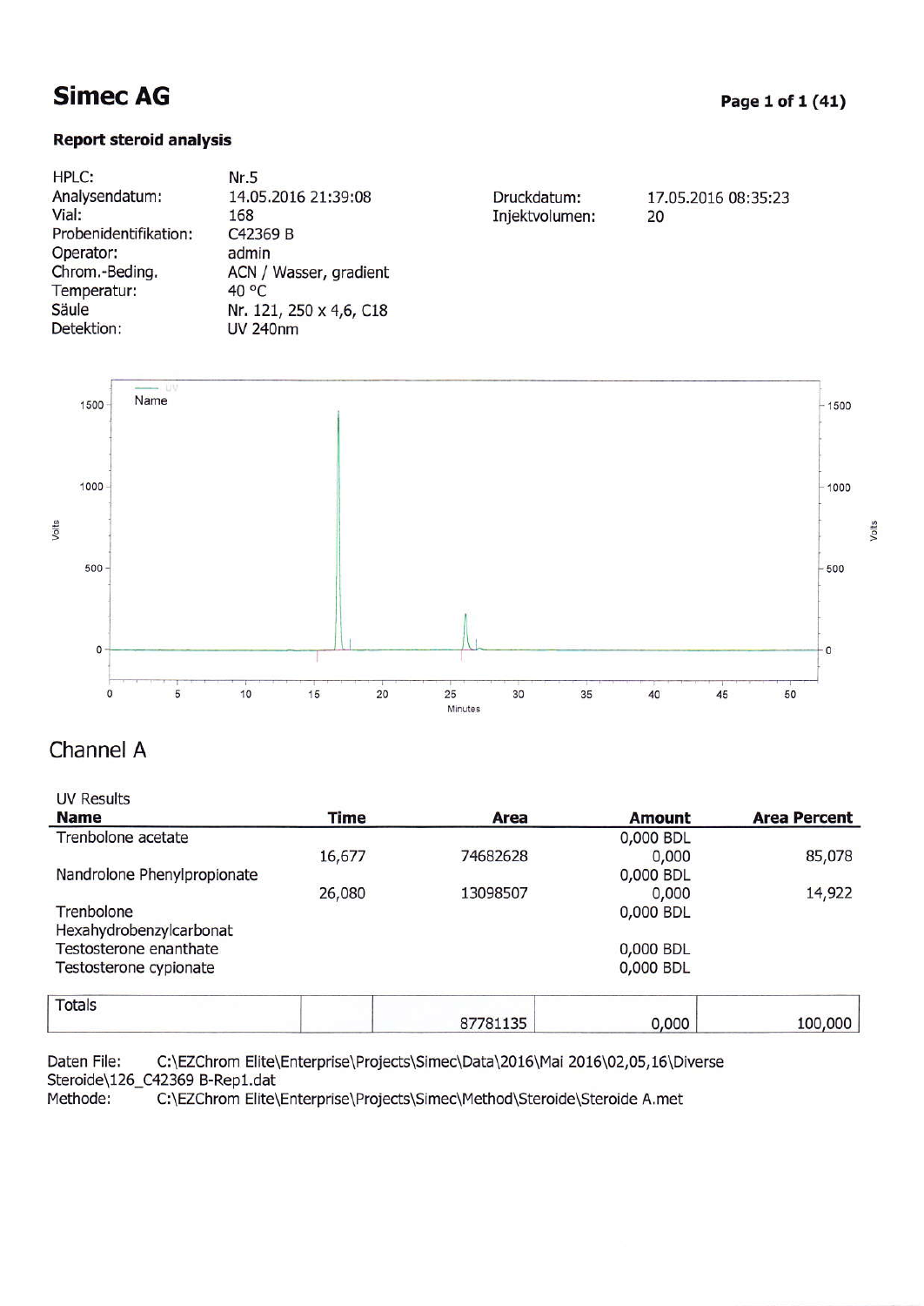# Simec AG

**Report steroid analysis**

| | | | |
|---|---|---|---|
| HPLC: | Nr.5 | | |
| Analysendatum: | 14.05.2016 21:39:08 | Druckdatum: | 17.05.2016 08:35:23 |
| Vial: | 168 | Injektvolumen: | 20 |
| Probenidentifikation: | C42369 B | | |
| Operator: | admin | | |
| Chrom.-Beding. | ACN / Wasser, gradient | | |
| Temperatur: | 40 °C | | |
| Säule | Nr. 121, 250 x 4,6, C18 | | |
| Detektion: | UV 240nm | | |

## Channel A

UV Results

| Name | Time | Area | Amount | Area Percent |
|---|---|---|---|---|
| Trenbolone acetate | | | 0,000 BDL | |
| | 16,677 | 74682628 | 0,000 | 85,078 |
| Nandrolone Phenylpropionate | | | 0,000 BDL | |
| | 26,080 | 13098507 | 0,000 | 14,922 |
| Trenbolone Hexahydrobenzylcarbonat | | | 0,000 BDL | |
| Testosterone enanthate | | | 0,000 BDL | |
| Testosterone cypionate | | | 0,000 BDL | |
| Totals | | 87781135 | 0,000 | 100,000 |

Daten File: C:\EZChrom Elite\Enterprise\Projects\Simec\Data\2016\Mai 2016\02,05,16\Diverse Steroide\126_C42369 B-Rep1.dat
Methode: C:\EZChrom Elite\Enterprise\Projects\Simec\Method\Steroide\Steroide A.met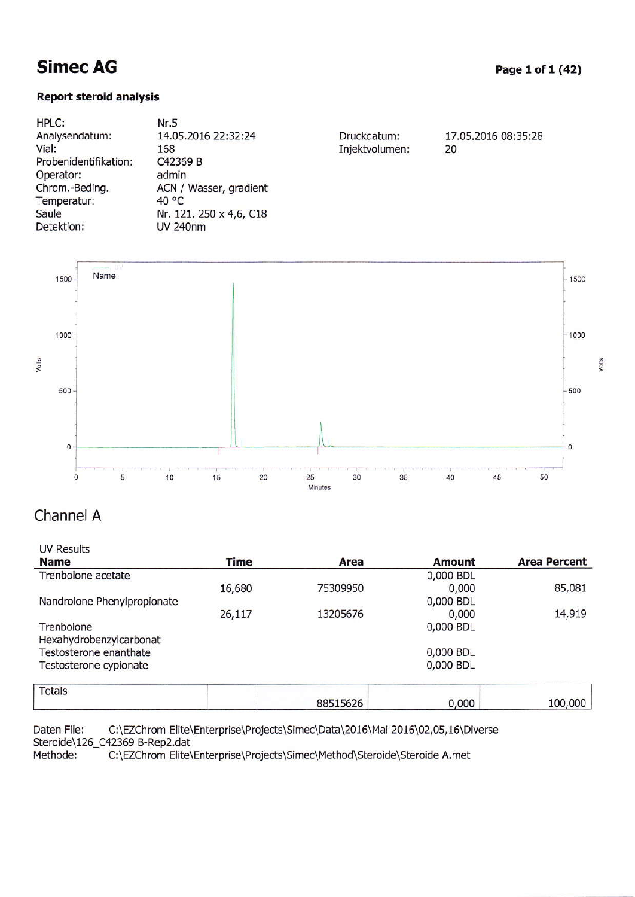# Simec AG

**Report steroid analysis**

| | | | |
|---|---|---|---|
| HPLC: | Nr.5 | | |
| Analysendatum: | 14.05.2016 22:32:24 | Druckdatum: | 17.05.2016 08:35:28 |
| Vial: | 168 | Injektvolumen: | 20 |
| Probenidentifikation: | C42369 B | | |
| Operator: | admin | | |
| Chrom.-Beding. | ACN / Wasser, gradient | | |
| Temperatur: | 40 °C | | |
| Säule | Nr. 121, 250 x 4,6, C18 | | |
| Detektion: | UV 240nm | | |

## Channel A

UV Results

| Name | Time | Area | Amount | Area Percent |
|---|---|---|---|---|
| Trenbolone acetate | | | 0,000 BDL | |
| | 16,680 | 75309950 | 0,000 | 85,081 |
| Nandrolone Phenylpropionate | | | 0,000 BDL | |
| | 26,117 | 13205676 | 0,000 | 14,919 |
| Trenbolone Hexahydrobenzylcarbonat | | | 0,000 BDL | |
| Testosterone enanthate | | | 0,000 BDL | |
| Testosterone cypionate | | | 0,000 BDL | |
| Totals | | 88515626 | 0,000 | 100,000 |

Daten File: C:\EZChrom Elite\Enterprise\Projects\Simec\Data\2016\Mai 2016\02,05,16\Diverse Steroide\126_C42369 B-Rep2.dat
Methode: C:\EZChrom Elite\Enterprise\Projects\Simec\Method\Steroide\Steroide A.met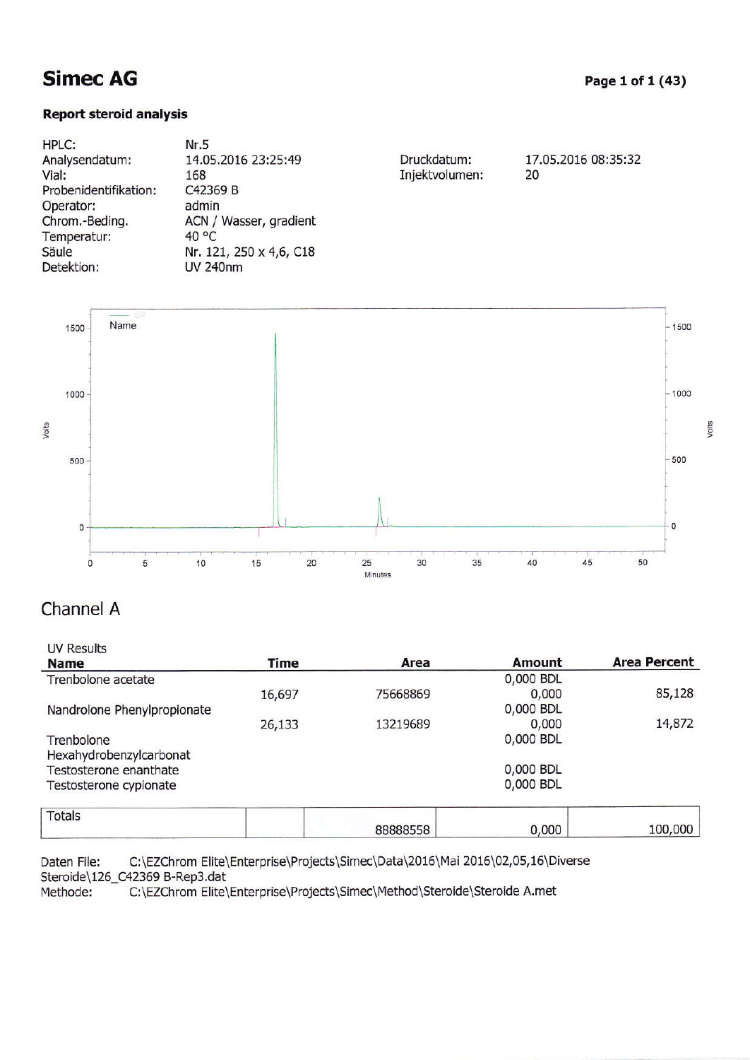# Simec AG

**Report steroid analysis**

| | | | |
|---|---|---|---|
| HPLC: | Nr.5 | | |
| Analysendatum: | 14.05.2016 23:25:49 | Druckdatum: | 17.05.2016 08:35:32 |
| Vial: | 168 | Injektvolumen: | 20 |
| Probenidentifikation: | C42369 B | | |
| Operator: | admin | | |
| Chrom.-Beding. | ACN / Wasser, gradient | | |
| Temperatur: | 40 °C | | |
| Säule | Nr. 121, 250 x 4,6, C18 | | |
| Detektion: | UV 240nm | | |

UV
Name
1500
1000
500
0
Volts
0 5 10 15 20 25 30 35 40 45 50
Minutes

## Channel A

UV Results

| Name | Time | Area | Amount | Area Percent |
|---|---|---|---|---|
| Trenbolone acetate | | | 0,000 BDL | |
| | 16,697 | 75668869 | 0,000 | 85,128 |
| Nandrolone Phenylpropionate | | | 0,000 BDL | |
| | 26,133 | 13219689 | 0,000 | 14,872 |
| Trenbolone Hexahydrobenzylcarbonat | | | 0,000 BDL | |
| Testosterone enanthate | | | 0,000 BDL | |
| Testosterone cypionate | | | 0,000 BDL | |
| Totals | | 88888558 | 0,000 | 100,000 |

Daten File: C:\EZChrom Elite\Enterprise\Projects\Simec\Data\2016\Mai 2016\02,05,16\Diverse Steroide\126_C42369 B-Rep3.dat
Methode: C:\EZChrom Elite\Enterprise\Projects\Simec\Method\Steroide\Steroide A.met